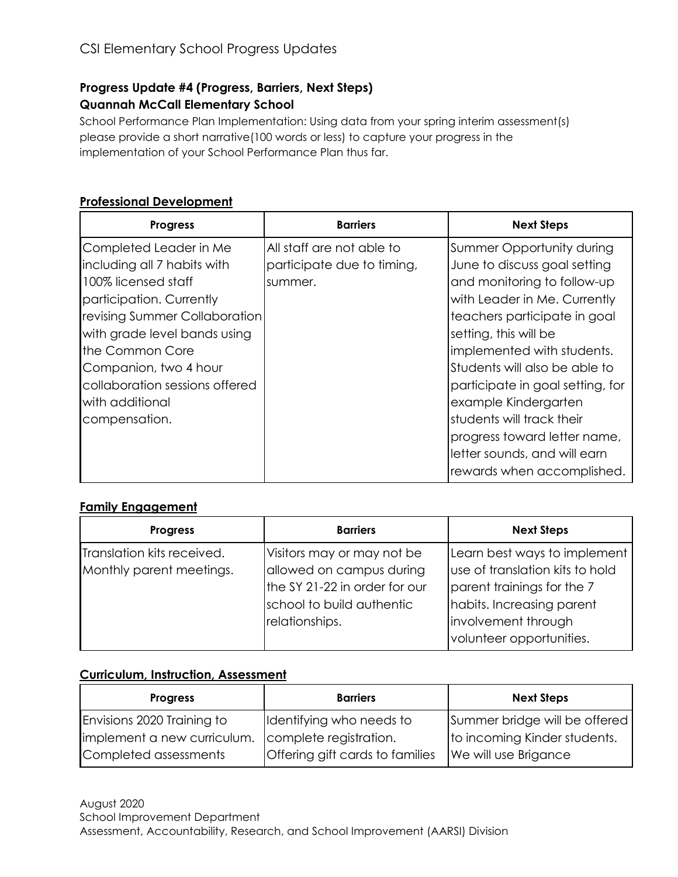CSI Elementary School Progress Updates

**Progress Update #4 (Progress, Barriers, Next Steps)**
**Quannah McCall Elementary School**

School Performance Plan Implementation: Using data from your spring interim assessment(s) please provide a short narrative(100 words or less) to capture your progress in the implementation of your School Performance Plan thus far.

## Professional Development

| Progress | Barriers | Next Steps |
| --- | --- | --- |
| Completed Leader in Me including all 7 habits with 100% licensed staff participation. Currently revising Summer Collaboration with grade level bands using the Common Core Companion, two 4 hour collaboration sessions offered with additional compensation. | All staff are not able to participate due to timing, summer. | Summer Opportunity during June to discuss goal setting and monitoring to follow-up with Leader in Me. Currently teachers participate in goal setting, this will be implemented with students. Students will also be able to participate in goal setting, for example Kindergarten students will track their progress toward letter name, letter sounds, and will earn rewards when accomplished. |

## Family Engagement

| Progress | Barriers | Next Steps |
| --- | --- | --- |
| Translation kits received. Monthly parent meetings. | Visitors may or may not be allowed on campus during the SY 21-22 in order for our school to build authentic relationships. | Learn best ways to implement use of translation kits to hold parent trainings for the 7 habits. Increasing parent involvement through volunteer opportunities. |

## Curriculum, Instruction, Assessment

| Progress | Barriers | Next Steps |
| --- | --- | --- |
| Envisions 2020 Training to implement a new curriculum. Completed assessments | Identifying who needs to complete registration. Offering gift cards to families | Summer bridge will be offered to incoming Kinder students. We will use Brigance |

August 2020
School Improvement Department
Assessment, Accountability, Research, and School Improvement (AARSI) Division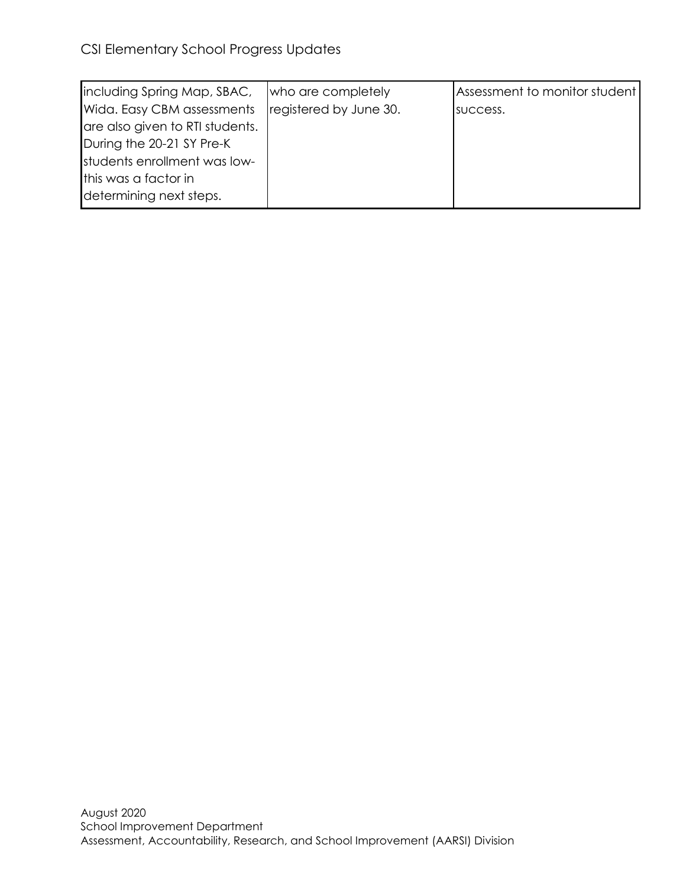| | | |
|---|---|---|
| including Spring Map, SBAC, Wida. Easy CBM assessments are also given to RTI students. During the 20-21 SY Pre-K students enrollment was low- this was a factor in determining next steps. | who are completely registered by June 30. | Assessment to monitor student success. |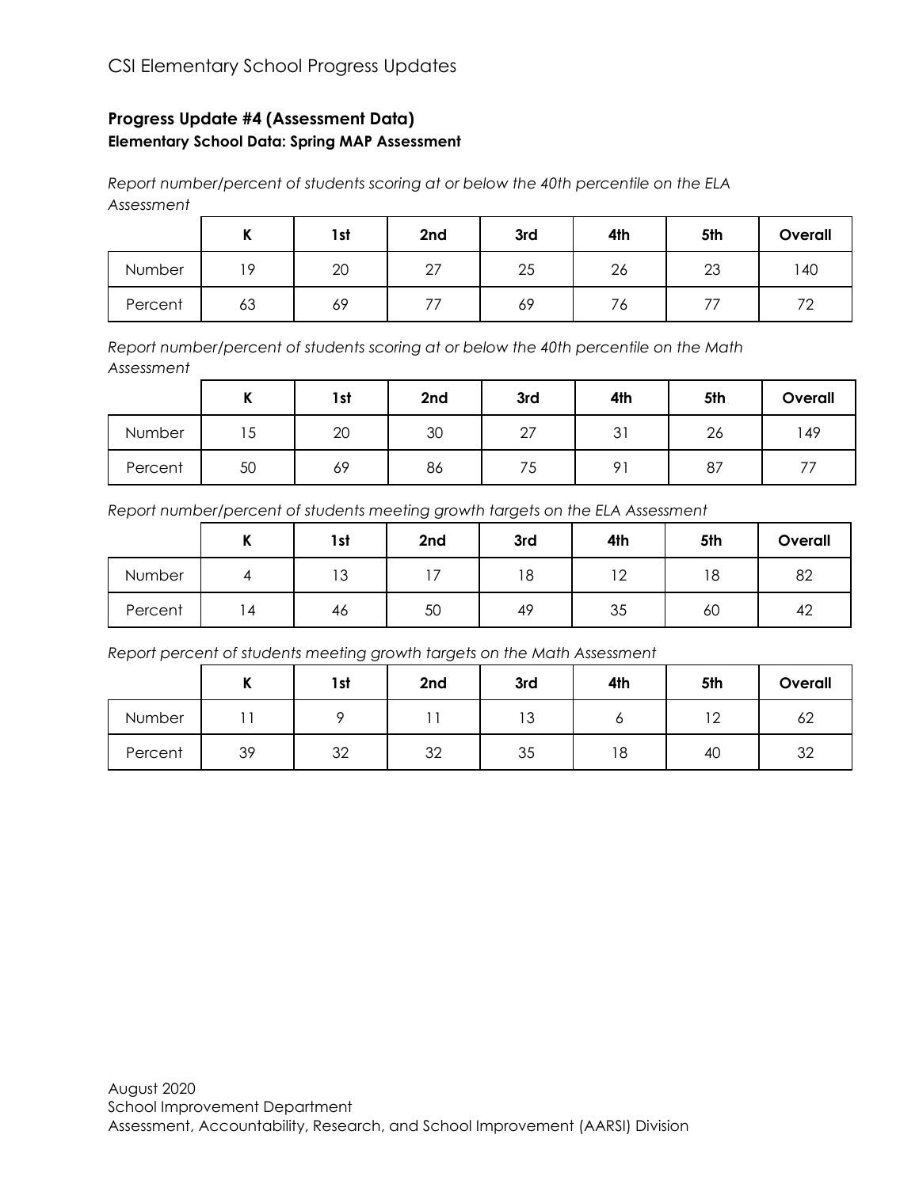## Progress Update #4 (Assessment Data)

### Elementary School Data: Spring MAP Assessment

*Report number/percent of students scoring at or below the 40th percentile on the ELA Assessment*

| | K | 1st | 2nd | 3rd | 4th | 5th | Overall |
|---|---|---|---|---|---|---|---|
| Number | 19 | 20 | 27 | 25 | 26 | 23 | 140 |
| Percent | 63 | 69 | 77 | 69 | 76 | 77 | 72 |

*Report number/percent of students scoring at or below the 40th percentile on the Math Assessment*

| | K | 1st | 2nd | 3rd | 4th | 5th | Overall |
|---|---|---|---|---|---|---|---|
| Number | 15 | 20 | 30 | 27 | 31 | 26 | 149 |
| Percent | 50 | 69 | 86 | 75 | 91 | 87 | 77 |

*Report number/percent of students meeting growth targets on the ELA Assessment*

| | K | 1st | 2nd | 3rd | 4th | 5th | Overall |
|---|---|---|---|---|---|---|---|
| Number | 4 | 13 | 17 | 18 | 12 | 18 | 82 |
| Percent | 14 | 46 | 50 | 49 | 35 | 60 | 42 |

*Report percent of students meeting growth targets on the Math Assessment*

| | K | 1st | 2nd | 3rd | 4th | 5th | Overall |
|---|---|---|---|---|---|---|---|
| Number | 11 | 9 | 11 | 13 | 6 | 12 | 62 |
| Percent | 39 | 32 | 32 | 35 | 18 | 40 | 32 |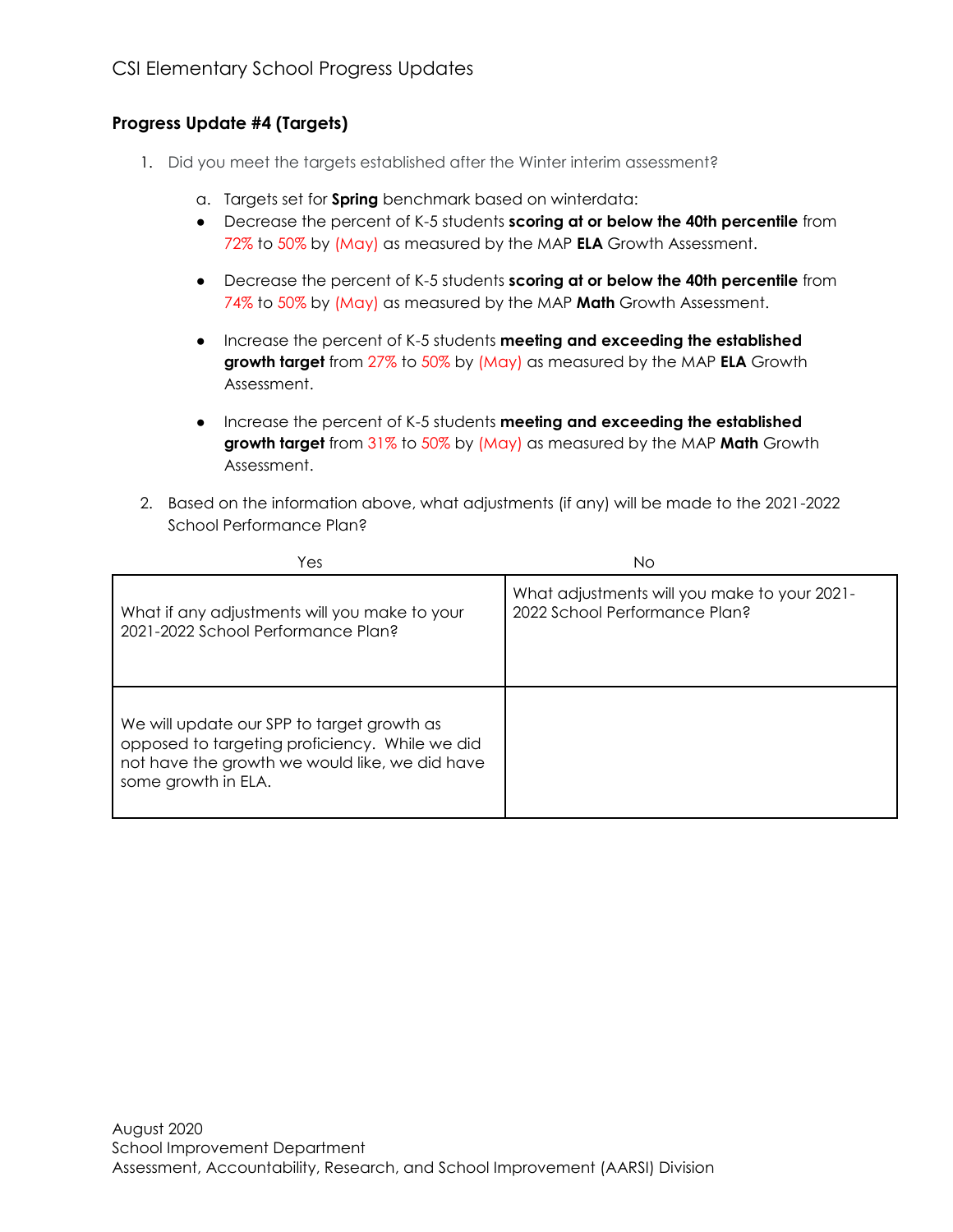CSI Elementary School Progress Updates

### Progress Update #4 (Targets)

1. Did you meet the targets established after the Winter interim assessment?

    a. Targets set for **Spring** benchmark based on winterdata:

    - Decrease the percent of K-5 students **scoring at or below the 40th percentile** from 72% to 50% by (May) as measured by the MAP **ELA** Growth Assessment.
    - Decrease the percent of K-5 students **scoring at or below the 40th percentile** from 74% to 50% by (May) as measured by the MAP **Math** Growth Assessment.
    - Increase the percent of K-5 students **meeting and exceeding the established growth target** from 27% to 50% by (May) as measured by the MAP **ELA** Growth Assessment.
    - Increase the percent of K-5 students **meeting and exceeding the established growth target** from 31% to 50% by (May) as measured by the MAP **Math** Growth Assessment.

2. Based on the information above, what adjustments (if any) will be made to the 2021-2022 School Performance Plan?

| Yes | No |
|---|---|
| What if any adjustments will you make to your 2021-2022 School Performance Plan? | What adjustments will you make to your 2021-2022 School Performance Plan? |
| We will update our SPP to target growth as opposed to targeting proficiency. While we did not have the growth we would like, we did have some growth in ELA. | |

August 2020
School Improvement Department
Assessment, Accountability, Research, and School Improvement (AARSI) Division